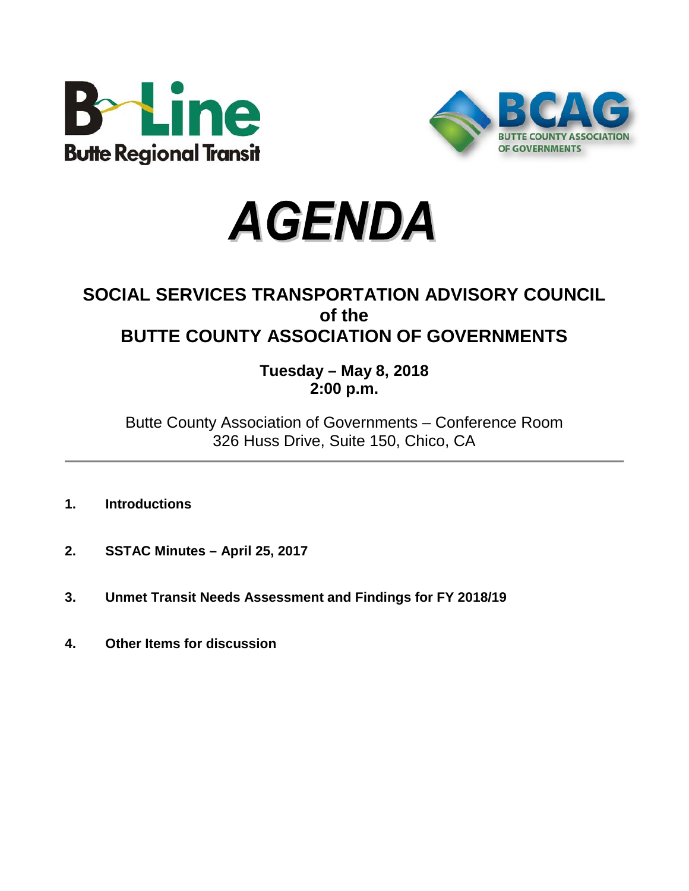B-Line Butte Regional Transit

BCAG BUTTE COUNTY ASSOCIATION OF GOVERNMENTS

# *AGENDA*

## SOCIAL SERVICES TRANSPORTATION ADVISORY COUNCIL of the BUTTE COUNTY ASSOCIATION OF GOVERNMENTS

**Tuesday – May 8, 2018**
**2:00 p.m.**

Butte County Association of Governments – Conference Room
326 Huss Drive, Suite 150, Chico, CA

---

1. **Introductions**

2. **SSTAC Minutes – April 25, 2017**

3. **Unmet Transit Needs Assessment and Findings for FY 2018/19**

4. **Other Items for discussion**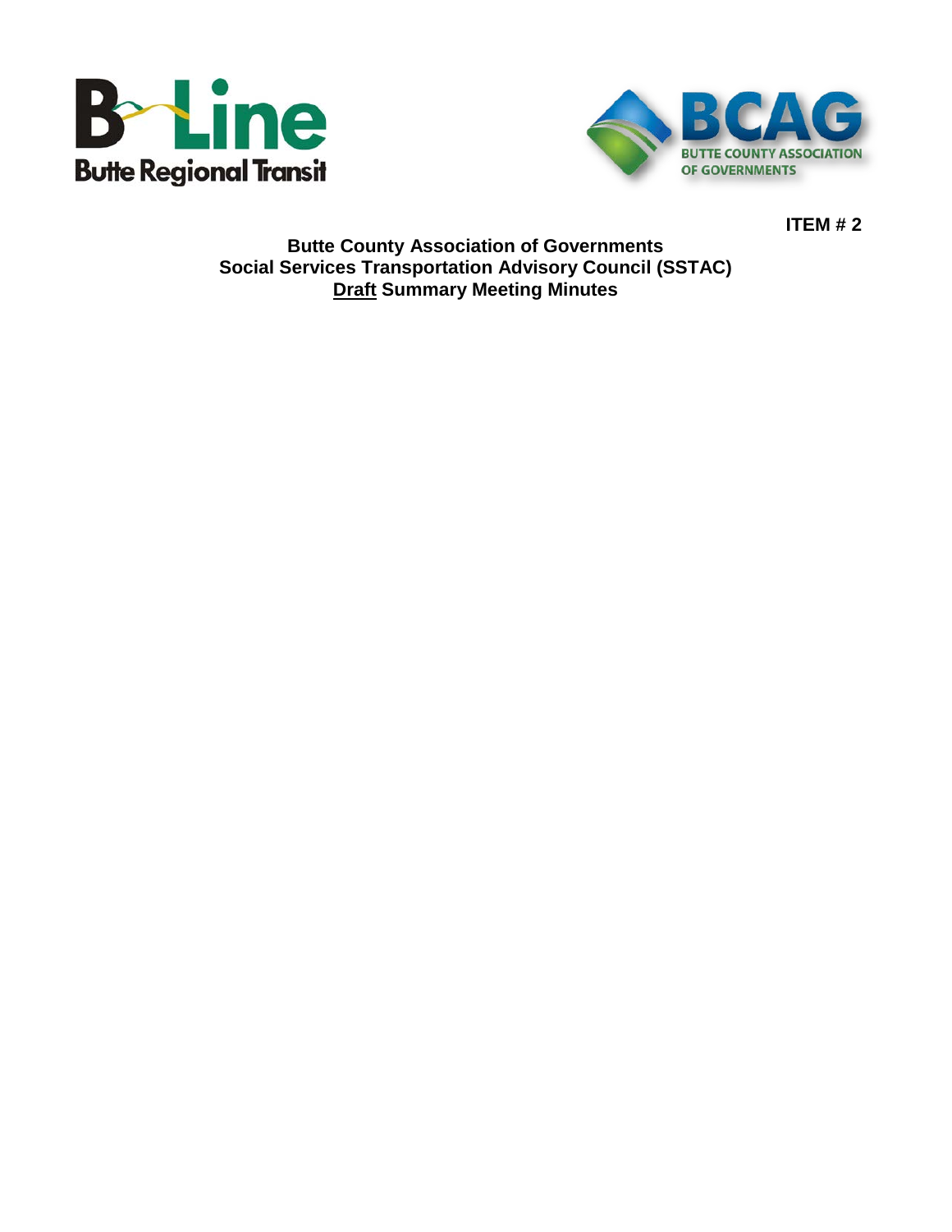ITEM # 2

**Butte County Association of Governments**
**Social Services Transportation Advisory Council (SSTAC)**
**Draft Summary Meeting Minutes**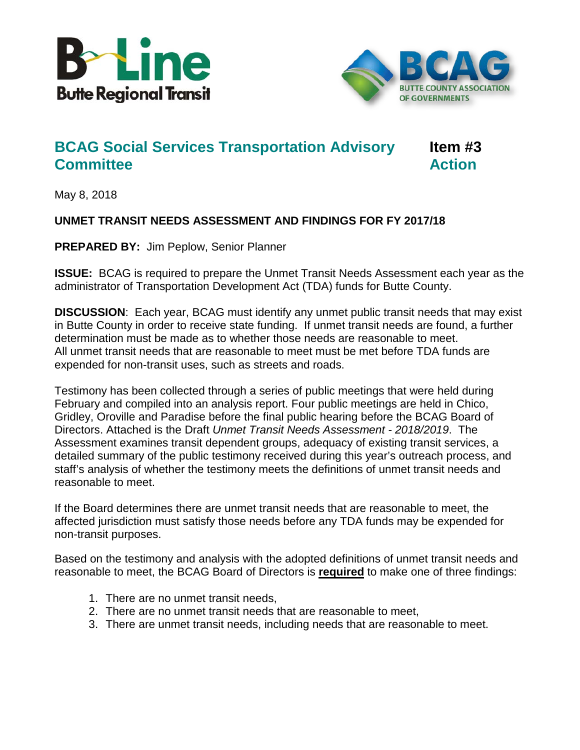# BCAG Social Services Transportation Advisory Committee

**Item #3**
**Action**

May 8, 2018

**UNMET TRANSIT NEEDS ASSESSMENT AND FINDINGS FOR FY 2017/18**

**PREPARED BY:** Jim Peplow, Senior Planner

**ISSUE:** BCAG is required to prepare the Unmet Transit Needs Assessment each year as the administrator of Transportation Development Act (TDA) funds for Butte County.

**DISCUSSION**: Each year, BCAG must identify any unmet public transit needs that may exist in Butte County in order to receive state funding. If unmet transit needs are found, a further determination must be made as to whether those needs are reasonable to meet. All unmet transit needs that are reasonable to meet must be met before TDA funds are expended for non-transit uses, such as streets and roads.

Testimony has been collected through a series of public meetings that were held during February and compiled into an analysis report. Four public meetings are held in Chico, Gridley, Oroville and Paradise before the final public hearing before the BCAG Board of Directors. Attached is the Draft *Unmet Transit Needs Assessment - 2018/2019*. The Assessment examines transit dependent groups, adequacy of existing transit services, a detailed summary of the public testimony received during this year's outreach process, and staff's analysis of whether the testimony meets the definitions of unmet transit needs and reasonable to meet.

If the Board determines there are unmet transit needs that are reasonable to meet, the affected jurisdiction must satisfy those needs before any TDA funds may be expended for non-transit purposes.

Based on the testimony and analysis with the adopted definitions of unmet transit needs and reasonable to meet, the BCAG Board of Directors is **required** to make one of three findings:

1. There are no unmet transit needs,
2. There are no unmet transit needs that are reasonable to meet,
3. There are unmet transit needs, including needs that are reasonable to meet.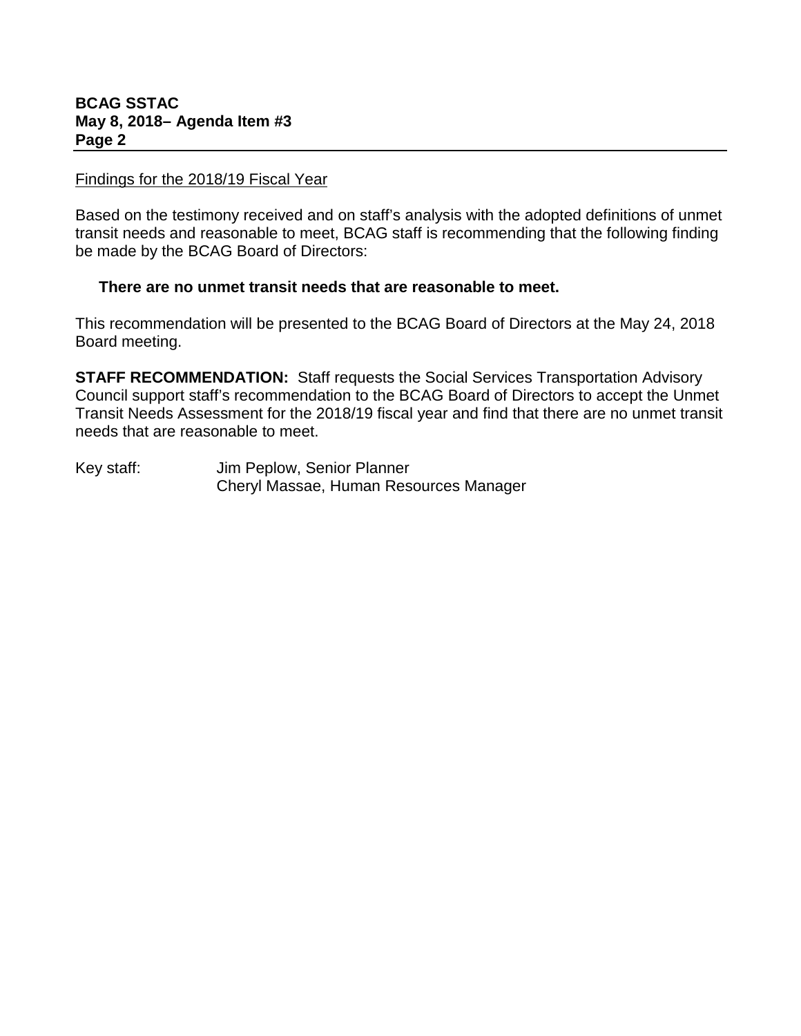Findings for the 2018/19 Fiscal Year

Based on the testimony received and on staff's analysis with the adopted definitions of unmet transit needs and reasonable to meet, BCAG staff is recommending that the following finding be made by the BCAG Board of Directors:

**There are no unmet transit needs that are reasonable to meet.**

This recommendation will be presented to the BCAG Board of Directors at the May 24, 2018 Board meeting.

**STAFF RECOMMENDATION:** Staff requests the Social Services Transportation Advisory Council support staff's recommendation to the BCAG Board of Directors to accept the Unmet Transit Needs Assessment for the 2018/19 fiscal year and find that there are no unmet transit needs that are reasonable to meet.

Key staff: Jim Peplow, Senior Planner
Cheryl Massae, Human Resources Manager